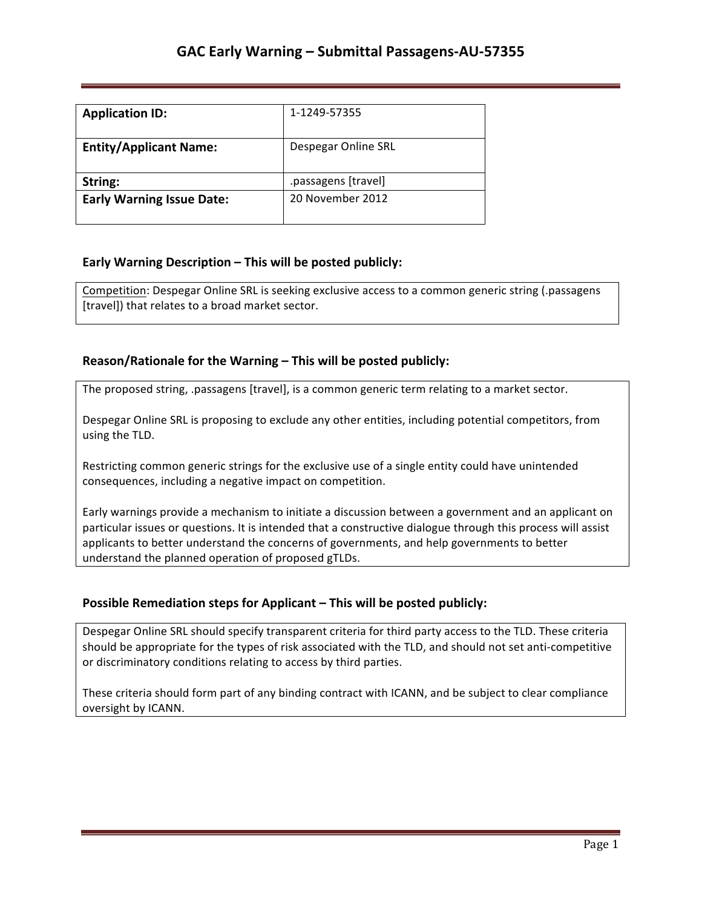# GAC Early Warning – Submittal Passagens-AU-57355

| **Application ID:** | 1-1249-57355 |
|---|---|
| **Entity/Applicant Name:** | Despegar Online SRL |
| **String:** | .passagens [travel] |
| **Early Warning Issue Date:** | 20 November 2012 |

## Early Warning Description – This will be posted publicly:

Competition: Despegar Online SRL is seeking exclusive access to a common generic string (.passagens [travel]) that relates to a broad market sector.

## Reason/Rationale for the Warning – This will be posted publicly:

The proposed string, .passagens [travel], is a common generic term relating to a market sector.

Despegar Online SRL is proposing to exclude any other entities, including potential competitors, from using the TLD.

Restricting common generic strings for the exclusive use of a single entity could have unintended consequences, including a negative impact on competition.

Early warnings provide a mechanism to initiate a discussion between a government and an applicant on particular issues or questions. It is intended that a constructive dialogue through this process will assist applicants to better understand the concerns of governments, and help governments to better understand the planned operation of proposed gTLDs.

## Possible Remediation steps for Applicant – This will be posted publicly:

Despegar Online SRL should specify transparent criteria for third party access to the TLD. These criteria should be appropriate for the types of risk associated with the TLD, and should not set anti-competitive or discriminatory conditions relating to access by third parties.

These criteria should form part of any binding contract with ICANN, and be subject to clear compliance oversight by ICANN.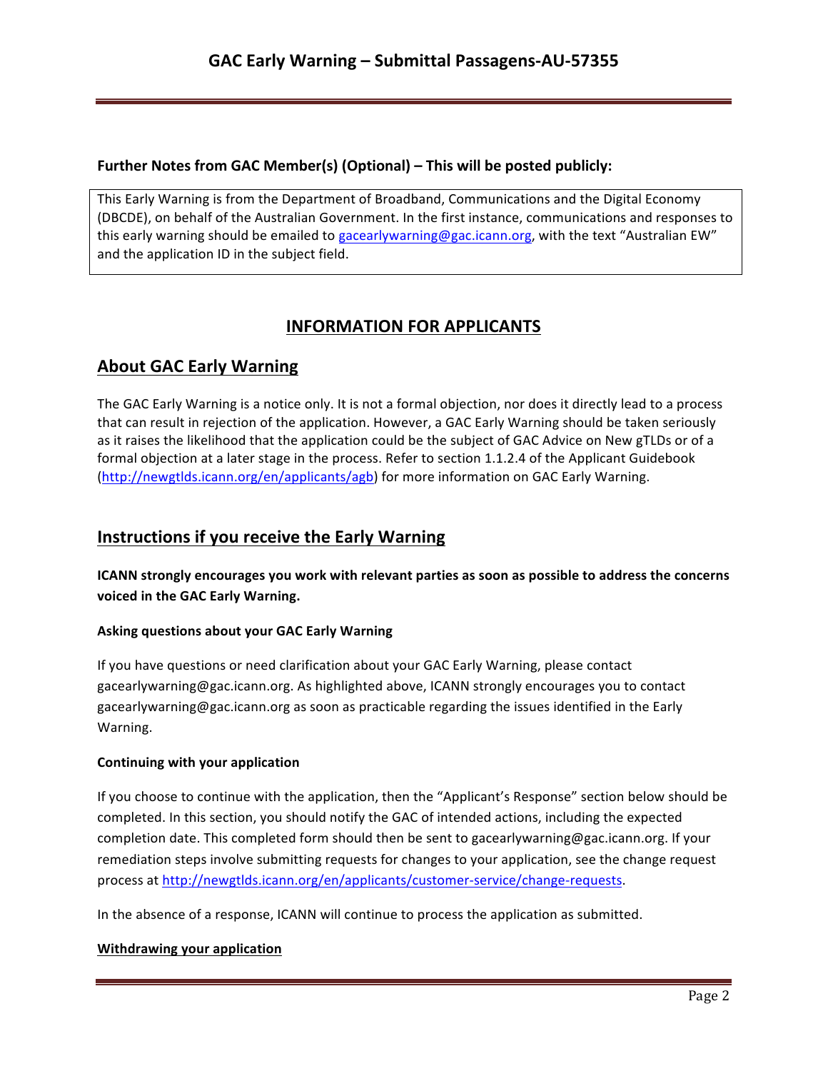**Further Notes from GAC Member(s) (Optional) – This will be posted publicly:**

This Early Warning is from the Department of Broadband, Communications and the Digital Economy (DBCDE), on behalf of the Australian Government. In the first instance, communications and responses to this early warning should be emailed to gacearlywarning@gac.icann.org, with the text "Australian EW" and the application ID in the subject field.

# INFORMATION FOR APPLICANTS

## About GAC Early Warning

The GAC Early Warning is a notice only. It is not a formal objection, nor does it directly lead to a process that can result in rejection of the application. However, a GAC Early Warning should be taken seriously as it raises the likelihood that the application could be the subject of GAC Advice on New gTLDs or of a formal objection at a later stage in the process. Refer to section 1.1.2.4 of the Applicant Guidebook (http://newgtlds.icann.org/en/applicants/agb) for more information on GAC Early Warning.

## Instructions if you receive the Early Warning

**ICANN strongly encourages you work with relevant parties as soon as possible to address the concerns voiced in the GAC Early Warning.**

### Asking questions about your GAC Early Warning

If you have questions or need clarification about your GAC Early Warning, please contact gacearlywarning@gac.icann.org. As highlighted above, ICANN strongly encourages you to contact gacearlywarning@gac.icann.org as soon as practicable regarding the issues identified in the Early Warning.

### Continuing with your application

If you choose to continue with the application, then the "Applicant's Response" section below should be completed. In this section, you should notify the GAC of intended actions, including the expected completion date. This completed form should then be sent to gacearlywarning@gac.icann.org. If your remediation steps involve submitting requests for changes to your application, see the change request process at http://newgtlds.icann.org/en/applicants/customer-service/change-requests.

In the absence of a response, ICANN will continue to process the application as submitted.

### Withdrawing your application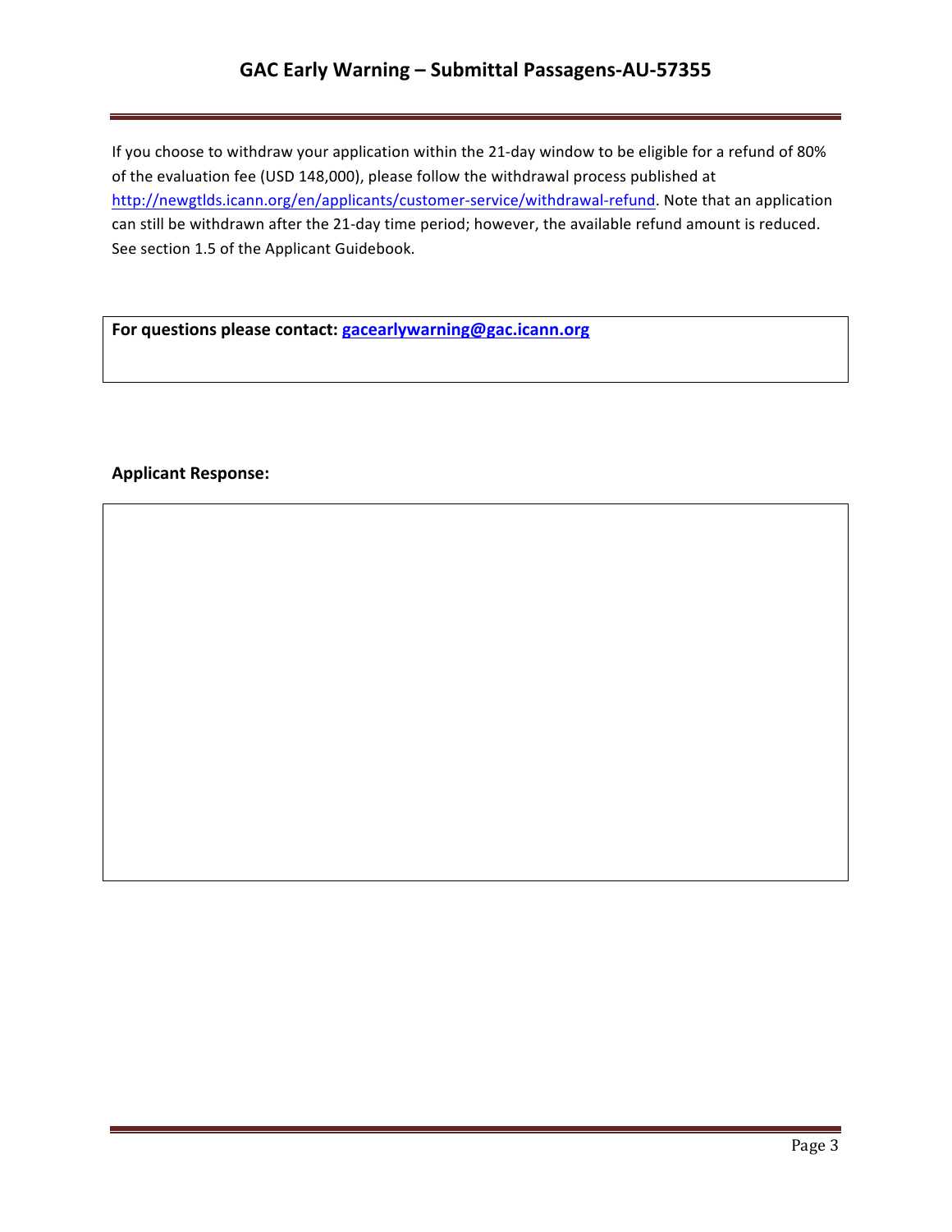If you choose to withdraw your application within the 21-day window to be eligible for a refund of 80% of the evaluation fee (USD 148,000), please follow the withdrawal process published at http://newgtlds.icann.org/en/applicants/customer-service/withdrawal-refund. Note that an application can still be withdrawn after the 21-day time period; however, the available refund amount is reduced. See section 1.5 of the Applicant Guidebook.

**For questions please contact: gacearlywarning@gac.icann.org**

**Applicant Response:**